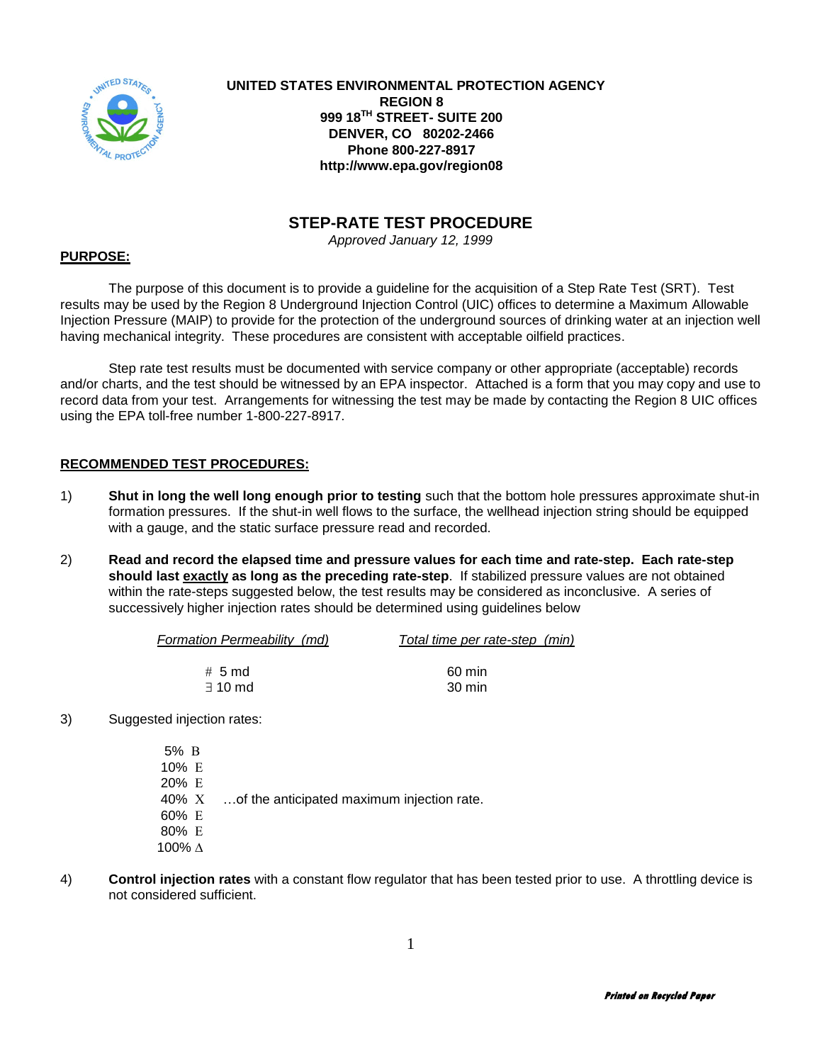**UNITED STATES ENVIRONMENTAL PROTECTION AGENCY**
**REGION 8**
**999 18TH STREET- SUITE 200**
**DENVER, CO 80202-2466**
**Phone 800-227-8917**
**http://www.epa.gov/region08**

# STEP-RATE TEST PROCEDURE

*Approved January 12, 1999*

## PURPOSE:

The purpose of this document is to provide a guideline for the acquisition of a Step Rate Test (SRT). Test results may be used by the Region 8 Underground Injection Control (UIC) offices to determine a Maximum Allowable Injection Pressure (MAIP) to provide for the protection of the underground sources of drinking water at an injection well having mechanical integrity. These procedures are consistent with acceptable oilfield practices.

Step rate test results must be documented with service company or other appropriate (acceptable) records and/or charts, and the test should be witnessed by an EPA inspector. Attached is a form that you may copy and use to record data from your test. Arrangements for witnessing the test may be made by contacting the Region 8 UIC offices using the EPA toll-free number 1-800-227-8917.

## RECOMMENDED TEST PROCEDURES:

1) **Shut in long the well long enough prior to testing** such that the bottom hole pressures approximate shut-in formation pressures. If the shut-in well flows to the surface, the wellhead injection string should be equipped with a gauge, and the static surface pressure read and recorded.

2) **Read and record the elapsed time and pressure values for each time and rate-step. Each rate-step should last exactly as long as the preceding rate-step**. If stabilized pressure values are not obtained within the rate-steps suggested below, the test results may be considered as inconclusive. A series of successively higher injection rates should be determined using guidelines below

| *Formation Permeability (md)* | *Total time per rate-step (min)* |
|---|---|
| # 5 md | 60 min |
| ∃ 10 md | 30 min |

3) Suggested injection rates:

5% B
10% E
20% E
40% X …of the anticipated maximum injection rate.
60% E
80% E
100% Δ

4) **Control injection rates** with a constant flow regulator that has been tested prior to use. A throttling device is not considered sufficient.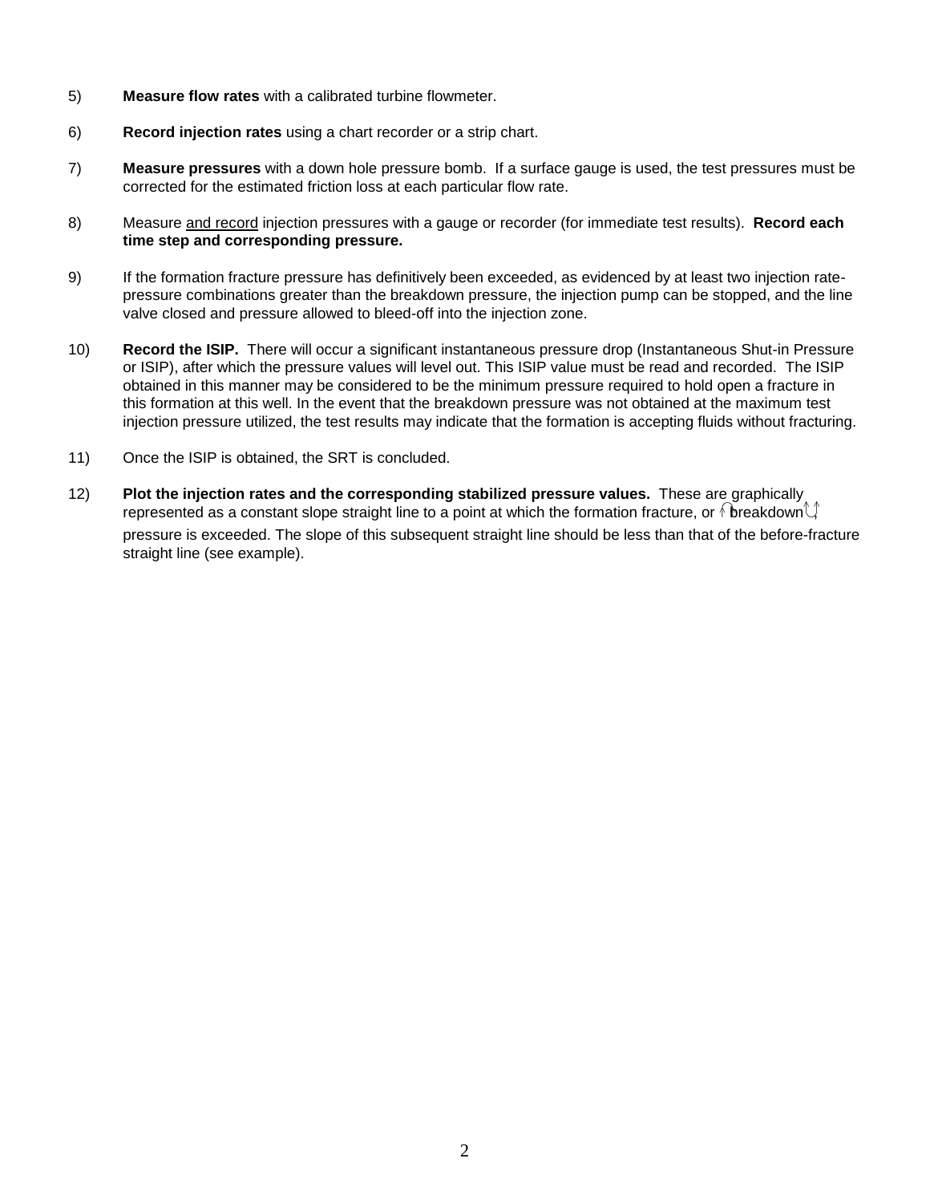5) **Measure flow rates** with a calibrated turbine flowmeter.

6) **Record injection rates** using a chart recorder or a strip chart.

7) **Measure pressures** with a down hole pressure bomb. If a surface gauge is used, the test pressures must be corrected for the estimated friction loss at each particular flow rate.

8) Measure <u>and record</u> injection pressures with a gauge or recorder (for immediate test results). **Record each time step and corresponding pressure.**

9) If the formation fracture pressure has definitively been exceeded, as evidenced by at least two injection rate-pressure combinations greater than the breakdown pressure, the injection pump can be stopped, and the line valve closed and pressure allowed to bleed-off into the injection zone.

10) **Record the ISIP.** There will occur a significant instantaneous pressure drop (Instantaneous Shut-in Pressure or ISIP), after which the pressure values will level out. This ISIP value must be read and recorded. The ISIP obtained in this manner may be considered to be the minimum pressure required to hold open a fracture in this formation at this well. In the event that the breakdown pressure was not obtained at the maximum test injection pressure utilized, the test results may indicate that the formation is accepting fluids without fracturing.

11) Once the ISIP is obtained, the SRT is concluded.

12) **Plot the injection rates and the corresponding stabilized pressure values.** These are graphically represented as a constant slope straight line to a point at which the formation fracture, or "breakdown", pressure is exceeded. The slope of this subsequent straight line should be less than that of the before-fracture straight line (see example).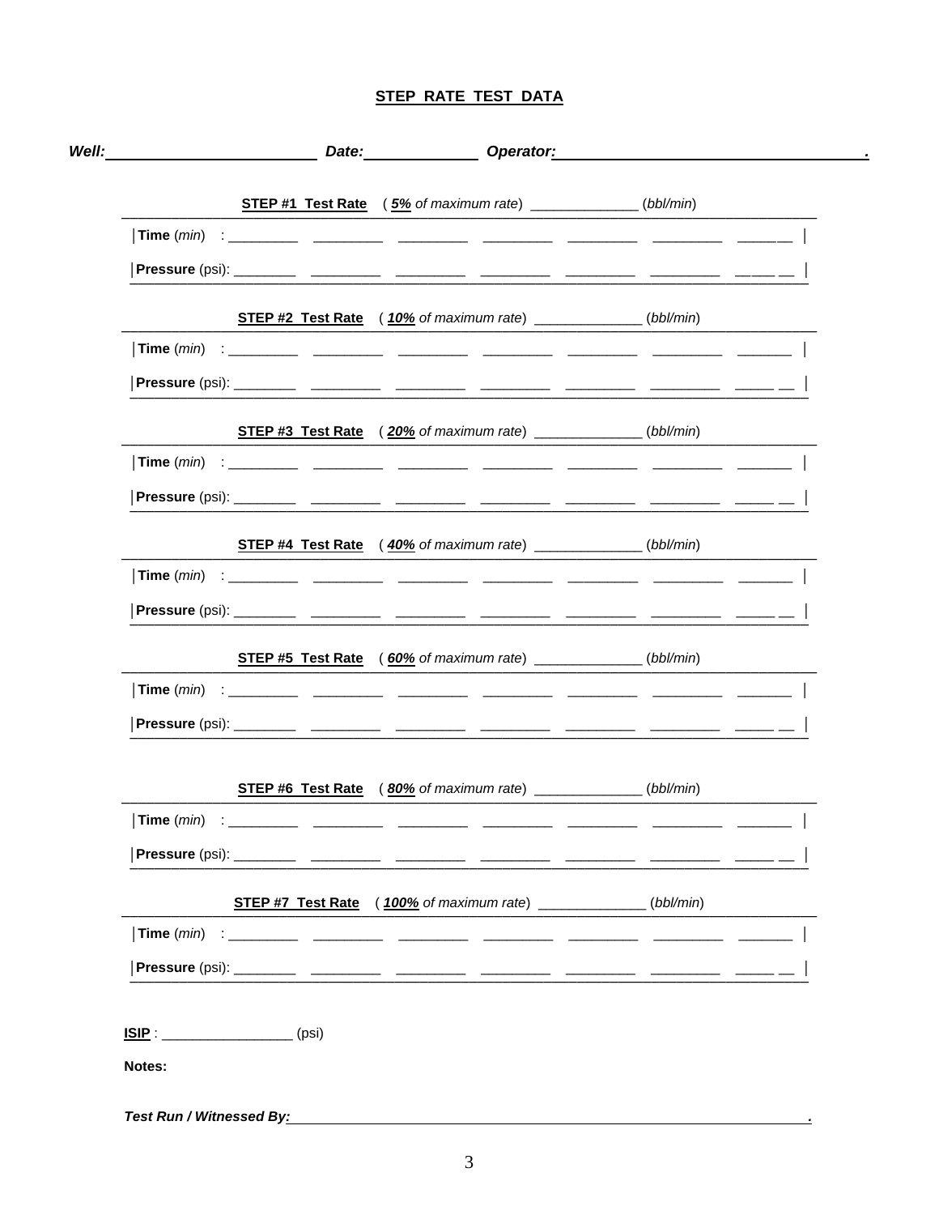# STEP RATE TEST DATA

***Well:*** ________________________ ***Date:*** ____________ ***Operator:*** ________________________________ .

**STEP #1 Test Rate** ( ***5%*** *of maximum rate*) ____________ (*bbl/min*)

| **Time** (*min*) : | | | | | | |
|---|---|---|---|---|---|---|
| **Pressure** (psi): | | | | | | |

**STEP #2 Test Rate** ( ***10%*** *of maximum rate*) ____________ (*bbl/min*)

| **Time** (*min*) : | | | | | | |
|---|---|---|---|---|---|---|
| **Pressure** (psi): | | | | | | |

**STEP #3 Test Rate** ( ***20%*** *of maximum rate*) ____________ (*bbl/min*)

| **Time** (*min*) : | | | | | | |
|---|---|---|---|---|---|---|
| **Pressure** (psi): | | | | | | |

**STEP #4 Test Rate** ( ***40%*** *of maximum rate*) ____________ (*bbl/min*)

| **Time** (*min*) : | | | | | | |
|---|---|---|---|---|---|---|
| **Pressure** (psi): | | | | | | |

**STEP #5 Test Rate** ( ***60%*** *of maximum rate*) ____________ (*bbl/min*)

| **Time** (*min*) : | | | | | | |
|---|---|---|---|---|---|---|
| **Pressure** (psi): | | | | | | |

**STEP #6 Test Rate** ( ***80%*** *of maximum rate*) ____________ (*bbl/min*)

| **Time** (*min*) : | | | | | | |
|---|---|---|---|---|---|---|
| **Pressure** (psi): | | | | | | |

**STEP #7 Test Rate** ( ***100%*** *of maximum rate*) ____________ (*bbl/min*)

| **Time** (*min*) : | | | | | | |
|---|---|---|---|---|---|---|
| **Pressure** (psi): | | | | | | |

**ISIP** : _______________ (psi)

**Notes:**

***Test Run / Witnessed By:*** ________________________________________________ .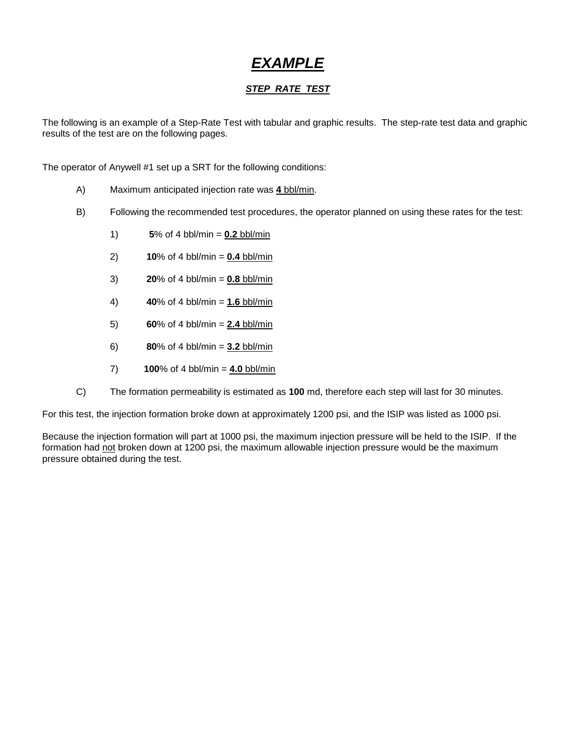# ***EXAMPLE***

### ***STEP RATE TEST***

The following is an example of a Step-Rate Test with tabular and graphic results. The step-rate test data and graphic results of the test are on the following pages.

The operator of Anywell #1 set up a SRT for the following conditions:

A) Maximum anticipated injection rate was **4** bbl/min.

B) Following the recommended test procedures, the operator planned on using these rates for the test:

1) **5**% of 4 bbl/min = **0.2** bbl/min
2) **10**% of 4 bbl/min = **0.4** bbl/min
3) **20**% of 4 bbl/min = **0.8** bbl/min
4) **40**% of 4 bbl/min = **1.6** bbl/min
5) **60**% of 4 bbl/min = **2.4** bbl/min
6) **80**% of 4 bbl/min = **3.2** bbl/min
7) **100**% of 4 bbl/min = **4.0** bbl/min

C) The formation permeability is estimated as **100** md, therefore each step will last for 30 minutes.

For this test, the injection formation broke down at approximately 1200 psi, and the ISIP was listed as 1000 psi.

Because the injection formation will part at 1000 psi, the maximum injection pressure will be held to the ISIP. If the formation had not broken down at 1200 psi, the maximum allowable injection pressure would be the maximum pressure obtained during the test.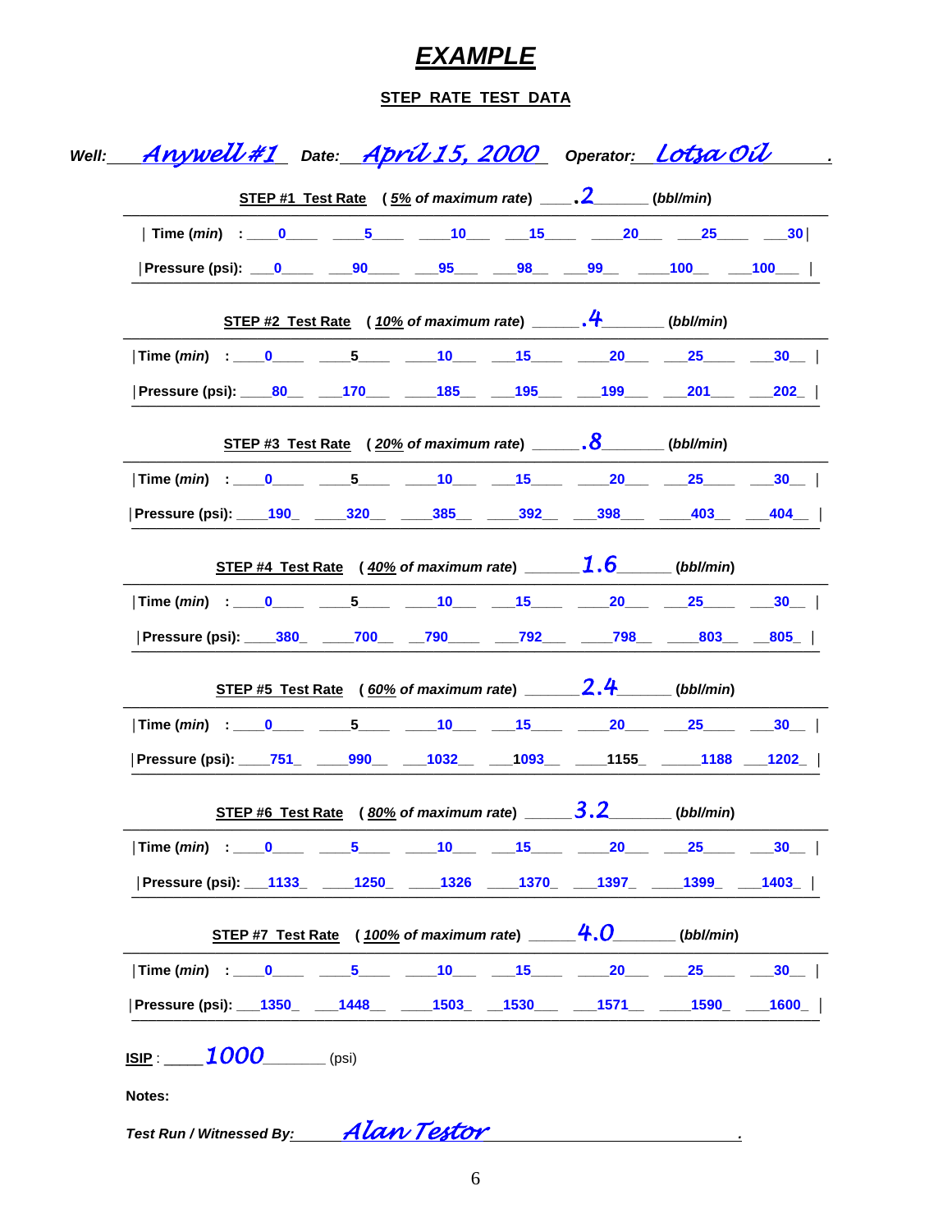# *EXAMPLE*

## STEP RATE TEST DATA

***Well:*** Anywell #1 **Date:** April 15, 2000 ***Operator:*** Lotsa Oil

**STEP #1 Test Rate** ( *5% of maximum rate*) .2 (*bbl/min*)

| Time (*min*) | 0 | 5 | 10 | 15 | 20 | 25 | 30 |
|---|---|---|---|---|---|---|---|
| Pressure (psi): | 0 | 90 | 95 | 98 | 99 | 100 | 100 |

**STEP #2 Test Rate** ( *10% of maximum rate*) .4 (*bbl/min*)

| Time (*min*) | 0 | 5 | 10 | 15 | 20 | 25 | 30 |
|---|---|---|---|---|---|---|---|
| Pressure (psi): | 80 | 170 | 185 | 195 | 199 | 201 | 202 |

**STEP #3 Test Rate** ( *20% of maximum rate*) .8 (*bbl/min*)

| Time (*min*) | 0 | 5 | 10 | 15 | 20 | 25 | 30 |
|---|---|---|---|---|---|---|---|
| Pressure (psi): | 190 | 320 | 385 | 392 | 398 | 403 | 404 |

**STEP #4 Test Rate** ( *40% of maximum rate*) 1.6 (*bbl/min*)

| Time (*min*) | 0 | 5 | 10 | 15 | 20 | 25 | 30 |
|---|---|---|---|---|---|---|---|
| Pressure (psi): | 380 | 700 | 790 | 792 | 798 | 803 | 805 |

**STEP #5 Test Rate** ( *60% of maximum rate*) 2.4 (*bbl/min*)

| Time (*min*) | 0 | 5 | 10 | 15 | 20 | 25 | 30 |
|---|---|---|---|---|---|---|---|
| Pressure (psi): | 751 | 990 | 1032 | 1093 | 1155 | 1188 | 1202 |

**STEP #6 Test Rate** ( *80% of maximum rate*) 3.2 (*bbl/min*)

| Time (*min*) | 0 | 5 | 10 | 15 | 20 | 25 | 30 |
|---|---|---|---|---|---|---|---|
| Pressure (psi): | 1133 | 1250 | 1326 | 1370 | 1397 | 1399 | 1403 |

**STEP #7 Test Rate** ( *100% of maximum rate*) 4.0 (*bbl/min*)

| Time (*min*) | 0 | 5 | 10 | 15 | 20 | 25 | 30 |
|---|---|---|---|---|---|---|---|
| Pressure (psi): | 1350 | 1448 | 1503 | 1530 | 1571 | 1590 | 1600 |

**ISIP** : 1000 (psi)

**Notes:**

***Test Run / Witnessed By:*** Alan Testor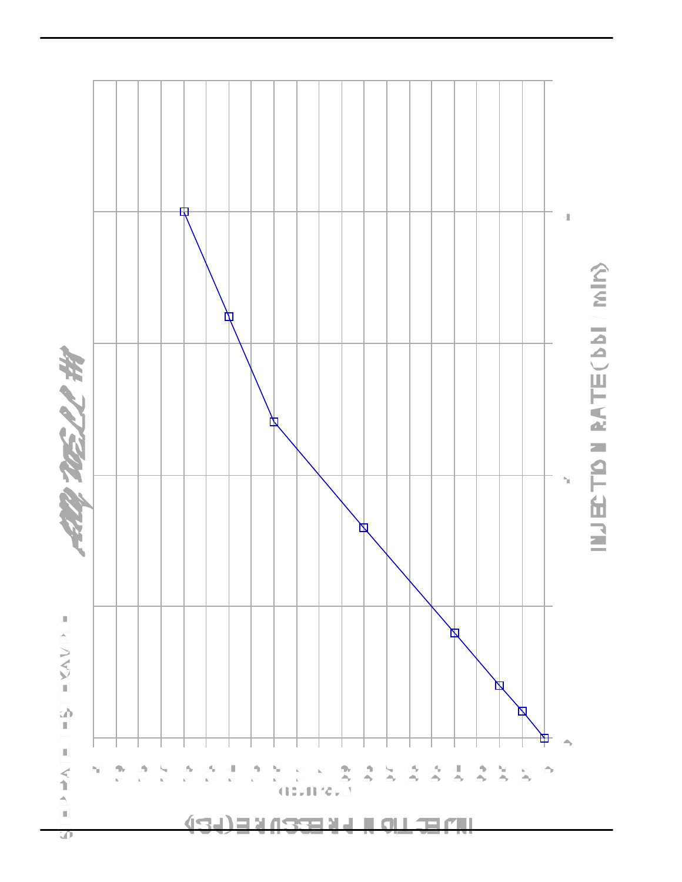STEP RATE TEST EXAMPLE

ANY WELL #1

INJECTION PRESSURE (PSI)

INJECTION RATE (bbl / min)